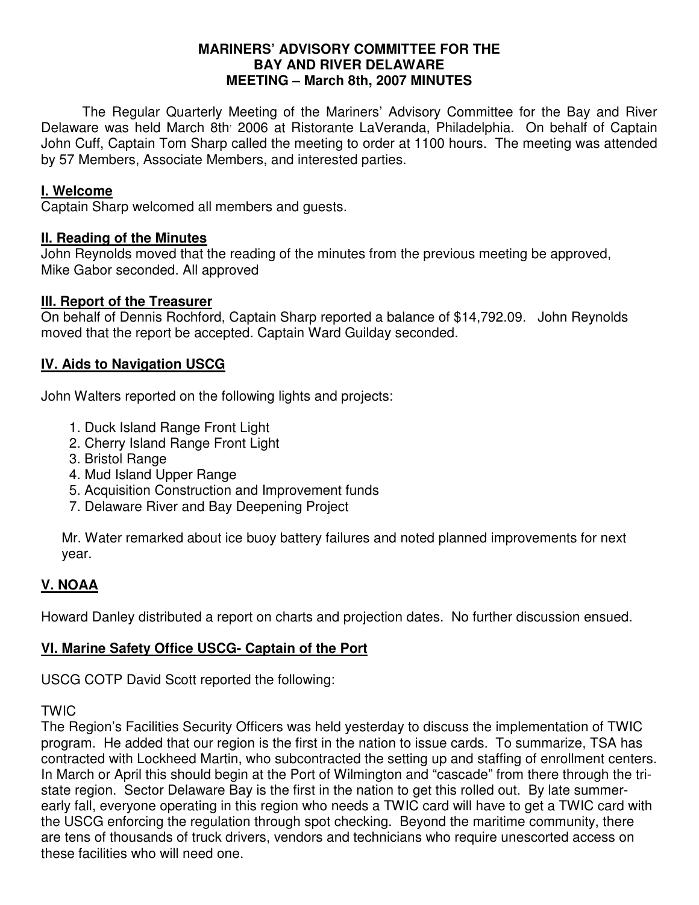# MARINERS' ADVISORY COMMITTEE FOR THE BAY AND RIVER DELAWARE MEETING – March 8th, 2007 MINUTES

The Regular Quarterly Meeting of the Mariners' Advisory Committee for the Bay and River Delaware was held March 8th, 2006 at Ristorante LaVeranda, Philadelphia. On behalf of Captain John Cuff, Captain Tom Sharp called the meeting to order at 1100 hours. The meeting was attended by 57 Members, Associate Members, and interested parties.

## I. Welcome

Captain Sharp welcomed all members and guests.

## II. Reading of the Minutes

John Reynolds moved that the reading of the minutes from the previous meeting be approved, Mike Gabor seconded. All approved

## III. Report of the Treasurer

On behalf of Dennis Rochford, Captain Sharp reported a balance of $14,792.09. John Reynolds moved that the report be accepted. Captain Ward Guilday seconded.

## IV. Aids to Navigation USCG

John Walters reported on the following lights and projects:

1. Duck Island Range Front Light
2. Cherry Island Range Front Light
3. Bristol Range
4. Mud Island Upper Range
5. Acquisition Construction and Improvement funds
7. Delaware River and Bay Deepening Project

Mr. Water remarked about ice buoy battery failures and noted planned improvements for next year.

## V. NOAA

Howard Danley distributed a report on charts and projection dates. No further discussion ensued.

## VI. Marine Safety Office USCG- Captain of the Port

USCG COTP David Scott reported the following:

TWIC

The Region's Facilities Security Officers was held yesterday to discuss the implementation of TWIC program. He added that our region is the first in the nation to issue cards. To summarize, TSA has contracted with Lockheed Martin, who subcontracted the setting up and staffing of enrollment centers. In March or April this should begin at the Port of Wilmington and "cascade" from there through the tri-state region. Sector Delaware Bay is the first in the nation to get this rolled out. By late summer-early fall, everyone operating in this region who needs a TWIC card will have to get a TWIC card with the USCG enforcing the regulation through spot checking. Beyond the maritime community, there are tens of thousands of truck drivers, vendors and technicians who require unescorted access on these facilities who will need one.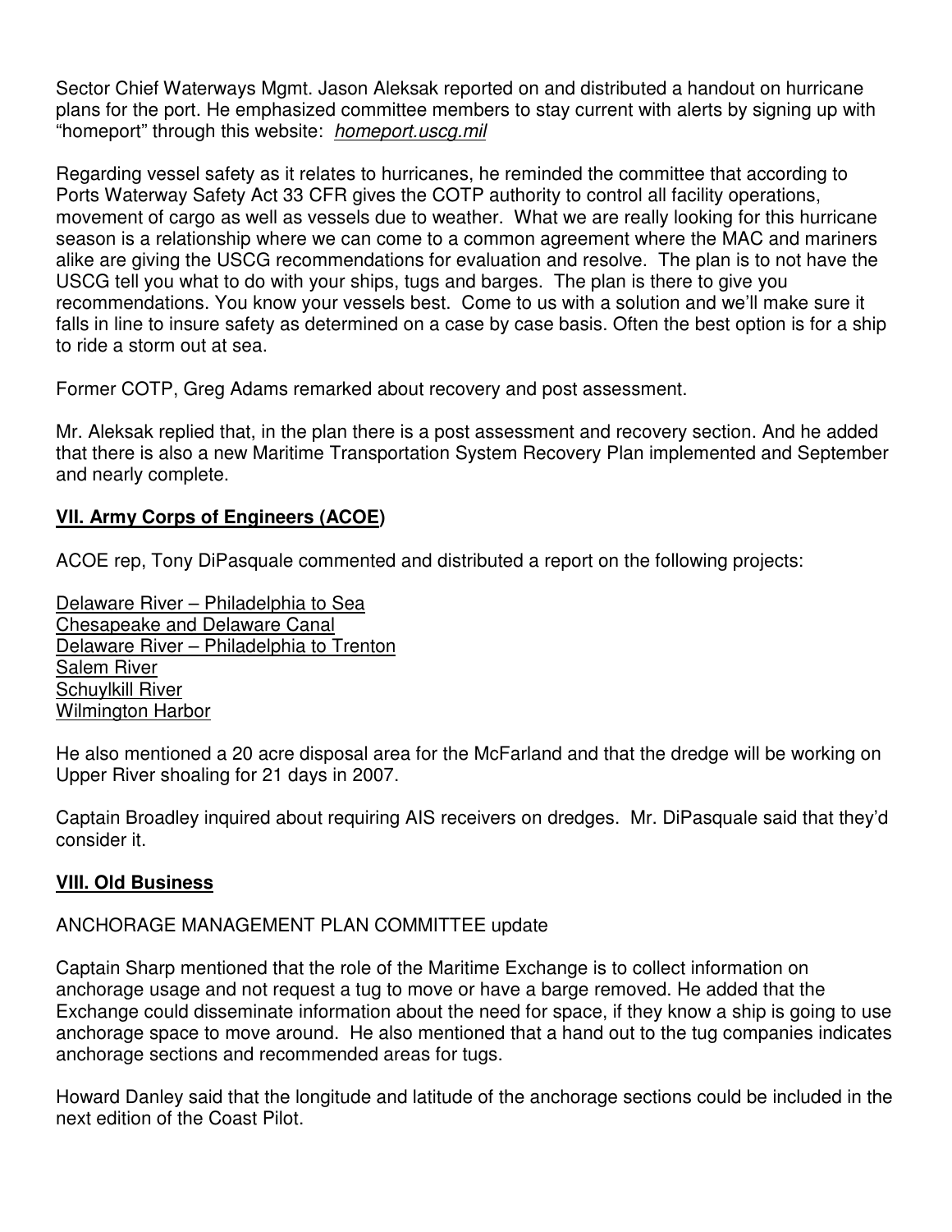Sector Chief Waterways Mgmt. Jason Aleksak reported on and distributed a handout on hurricane plans for the port. He emphasized committee members to stay current with alerts by signing up with "homeport" through this website: *homeport.uscg.mil*

Regarding vessel safety as it relates to hurricanes, he reminded the committee that according to Ports Waterway Safety Act 33 CFR gives the COTP authority to control all facility operations, movement of cargo as well as vessels due to weather. What we are really looking for this hurricane season is a relationship where we can come to a common agreement where the MAC and mariners alike are giving the USCG recommendations for evaluation and resolve. The plan is to not have the USCG tell you what to do with your ships, tugs and barges. The plan is there to give you recommendations. You know your vessels best. Come to us with a solution and we'll make sure it falls in line to insure safety as determined on a case by case basis. Often the best option is for a ship to ride a storm out at sea.

Former COTP, Greg Adams remarked about recovery and post assessment.

Mr. Aleksak replied that, in the plan there is a post assessment and recovery section. And he added that there is also a new Maritime Transportation System Recovery Plan implemented and September and nearly complete.

## VII. Army Corps of Engineers (ACOE)

ACOE rep, Tony DiPasquale commented and distributed a report on the following projects:

Delaware River – Philadelphia to Sea
Chesapeake and Delaware Canal
Delaware River – Philadelphia to Trenton
Salem River
Schuylkill River
Wilmington Harbor

He also mentioned a 20 acre disposal area for the McFarland and that the dredge will be working on Upper River shoaling for 21 days in 2007.

Captain Broadley inquired about requiring AIS receivers on dredges. Mr. DiPasquale said that they'd consider it.

## VIII. Old Business

ANCHORAGE MANAGEMENT PLAN COMMITTEE update

Captain Sharp mentioned that the role of the Maritime Exchange is to collect information on anchorage usage and not request a tug to move or have a barge removed. He added that the Exchange could disseminate information about the need for space, if they know a ship is going to use anchorage space to move around. He also mentioned that a hand out to the tug companies indicates anchorage sections and recommended areas for tugs.

Howard Danley said that the longitude and latitude of the anchorage sections could be included in the next edition of the Coast Pilot.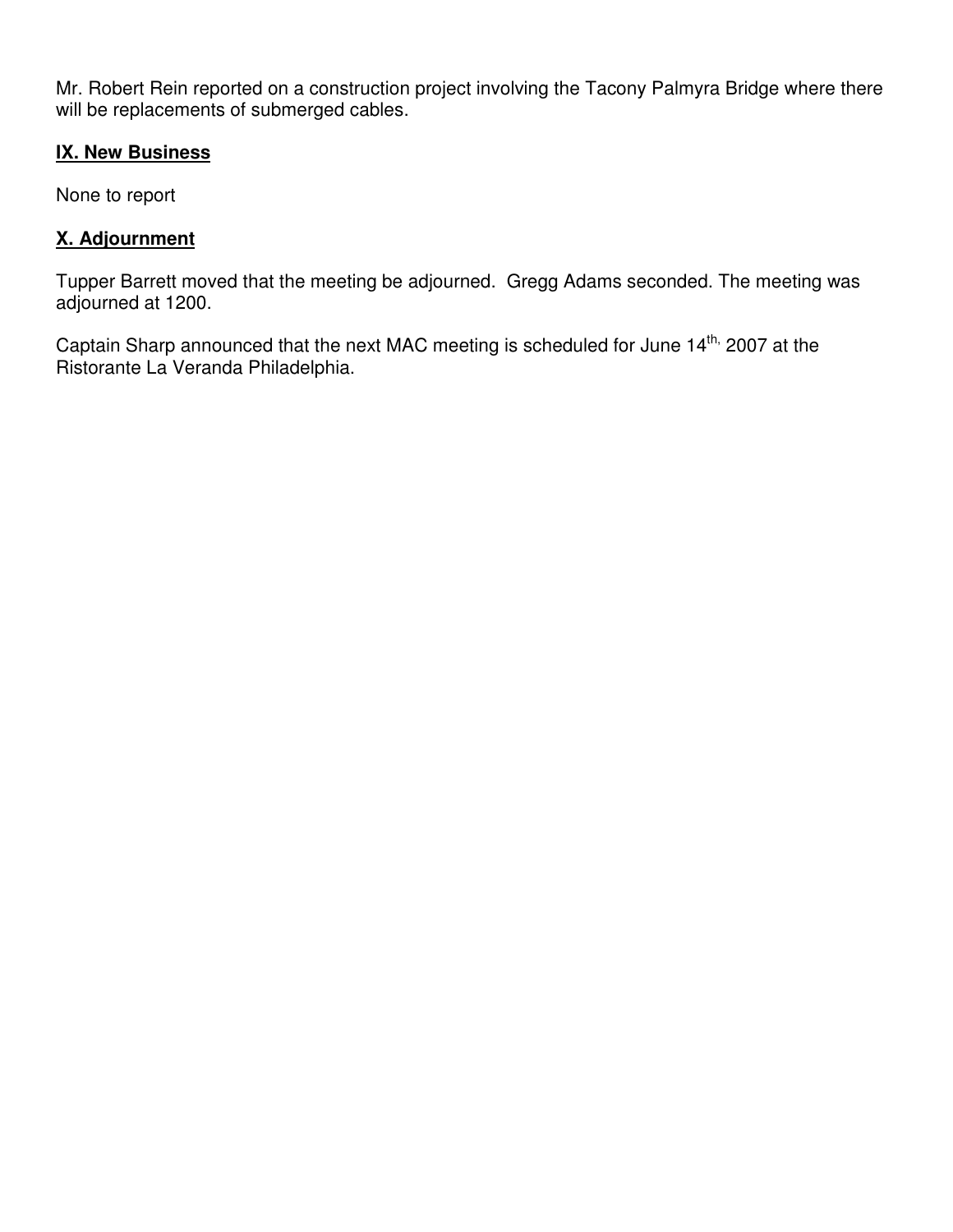Mr. Robert Rein reported on a construction project involving the Tacony Palmyra Bridge where there will be replacements of submerged cables.

## IX. New Business

None to report

## X. Adjournment

Tupper Barrett moved that the meeting be adjourned. Gregg Adams seconded. The meeting was adjourned at 1200.

Captain Sharp announced that the next MAC meeting is scheduled for June 14th, 2007 at the Ristorante La Veranda Philadelphia.